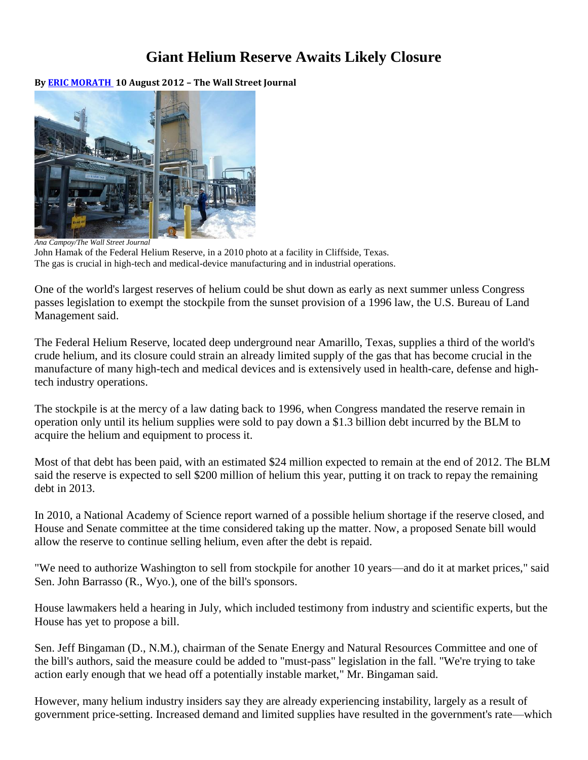# Giant Helium Reserve Awaits Likely Closure

**By ERIC MORATH 10 August 2012 – The Wall Street Journal**

*Ana Campoy/The Wall Street Journal*
John Hamak of the Federal Helium Reserve, in a 2010 photo at a facility in Cliffside, Texas.
The gas is crucial in high-tech and medical-device manufacturing and in industrial operations.

One of the world's largest reserves of helium could be shut down as early as next summer unless Congress passes legislation to exempt the stockpile from the sunset provision of a 1996 law, the U.S. Bureau of Land Management said.

The Federal Helium Reserve, located deep underground near Amarillo, Texas, supplies a third of the world's crude helium, and its closure could strain an already limited supply of the gas that has become crucial in the manufacture of many high-tech and medical devices and is extensively used in health-care, defense and high-tech industry operations.

The stockpile is at the mercy of a law dating back to 1996, when Congress mandated the reserve remain in operation only until its helium supplies were sold to pay down a $1.3 billion debt incurred by the BLM to acquire the helium and equipment to process it.

Most of that debt has been paid, with an estimated $24 million expected to remain at the end of 2012. The BLM said the reserve is expected to sell $200 million of helium this year, putting it on track to repay the remaining debt in 2013.

In 2010, a National Academy of Science report warned of a possible helium shortage if the reserve closed, and House and Senate committee at the time considered taking up the matter. Now, a proposed Senate bill would allow the reserve to continue selling helium, even after the debt is repaid.

"We need to authorize Washington to sell from stockpile for another 10 years—and do it at market prices," said Sen. John Barrasso (R., Wyo.), one of the bill's sponsors.

House lawmakers held a hearing in July, which included testimony from industry and scientific experts, but the House has yet to propose a bill.

Sen. Jeff Bingaman (D., N.M.), chairman of the Senate Energy and Natural Resources Committee and one of the bill's authors, said the measure could be added to "must-pass" legislation in the fall. "We're trying to take action early enough that we head off a potentially instable market," Mr. Bingaman said.

However, many helium industry insiders say they are already experiencing instability, largely as a result of government price-setting. Increased demand and limited supplies have resulted in the government's rate—which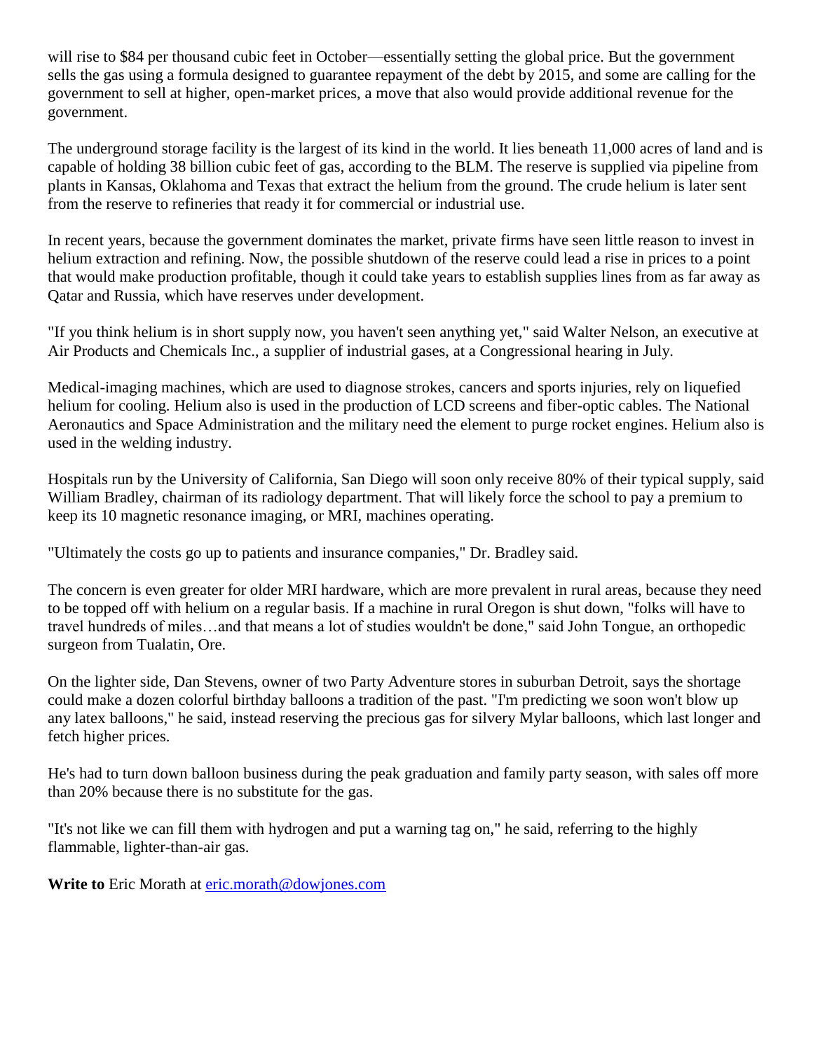will rise to $84 per thousand cubic feet in October—essentially setting the global price. But the government sells the gas using a formula designed to guarantee repayment of the debt by 2015, and some are calling for the government to sell at higher, open-market prices, a move that also would provide additional revenue for the government.

The underground storage facility is the largest of its kind in the world. It lies beneath 11,000 acres of land and is capable of holding 38 billion cubic feet of gas, according to the BLM. The reserve is supplied via pipeline from plants in Kansas, Oklahoma and Texas that extract the helium from the ground. The crude helium is later sent from the reserve to refineries that ready it for commercial or industrial use.

In recent years, because the government dominates the market, private firms have seen little reason to invest in helium extraction and refining. Now, the possible shutdown of the reserve could lead a rise in prices to a point that would make production profitable, though it could take years to establish supplies lines from as far away as Qatar and Russia, which have reserves under development.

"If you think helium is in short supply now, you haven't seen anything yet," said Walter Nelson, an executive at Air Products and Chemicals Inc., a supplier of industrial gases, at a Congressional hearing in July.

Medical-imaging machines, which are used to diagnose strokes, cancers and sports injuries, rely on liquefied helium for cooling. Helium also is used in the production of LCD screens and fiber-optic cables. The National Aeronautics and Space Administration and the military need the element to purge rocket engines. Helium also is used in the welding industry.

Hospitals run by the University of California, San Diego will soon only receive 80% of their typical supply, said William Bradley, chairman of its radiology department. That will likely force the school to pay a premium to keep its 10 magnetic resonance imaging, or MRI, machines operating.

"Ultimately the costs go up to patients and insurance companies," Dr. Bradley said.

The concern is even greater for older MRI hardware, which are more prevalent in rural areas, because they need to be topped off with helium on a regular basis. If a machine in rural Oregon is shut down, "folks will have to travel hundreds of miles…and that means a lot of studies wouldn't be done," said John Tongue, an orthopedic surgeon from Tualatin, Ore.

On the lighter side, Dan Stevens, owner of two Party Adventure stores in suburban Detroit, says the shortage could make a dozen colorful birthday balloons a tradition of the past. "I'm predicting we soon won't blow up any latex balloons," he said, instead reserving the precious gas for silvery Mylar balloons, which last longer and fetch higher prices.

He's had to turn down balloon business during the peak graduation and family party season, with sales off more than 20% because there is no substitute for the gas.

"It's not like we can fill them with hydrogen and put a warning tag on," he said, referring to the highly flammable, lighter-than-air gas.

**Write to** Eric Morath at eric.morath@dowjones.com